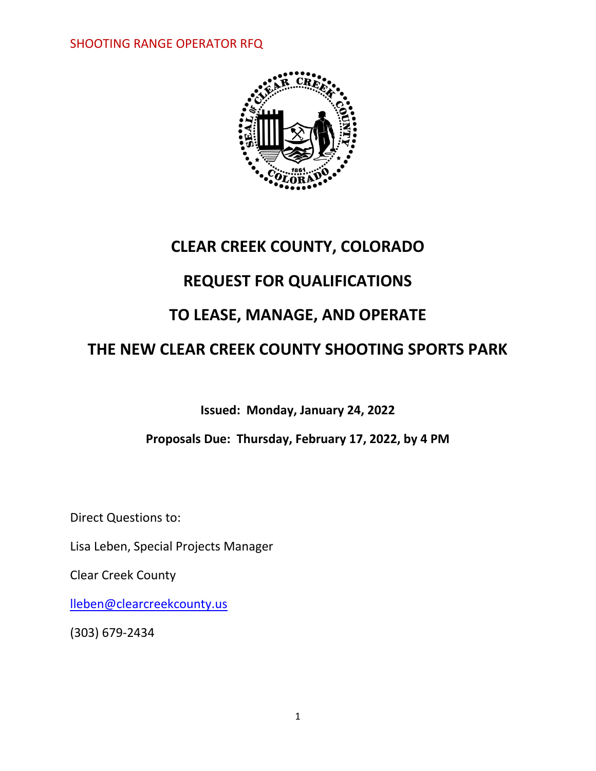# CLEAR CREEK COUNTY, COLORADO

# REQUEST FOR QUALIFICATIONS

# TO LEASE, MANAGE, AND OPERATE

# THE NEW CLEAR CREEK COUNTY SHOOTING SPORTS PARK

**Issued: Monday, January 24, 2022**

**Proposals Due: Thursday, February 17, 2022, by 4 PM**

Direct Questions to:

Lisa Leben, Special Projects Manager

Clear Creek County

lleben@clearcreekcounty.us

(303) 679-2434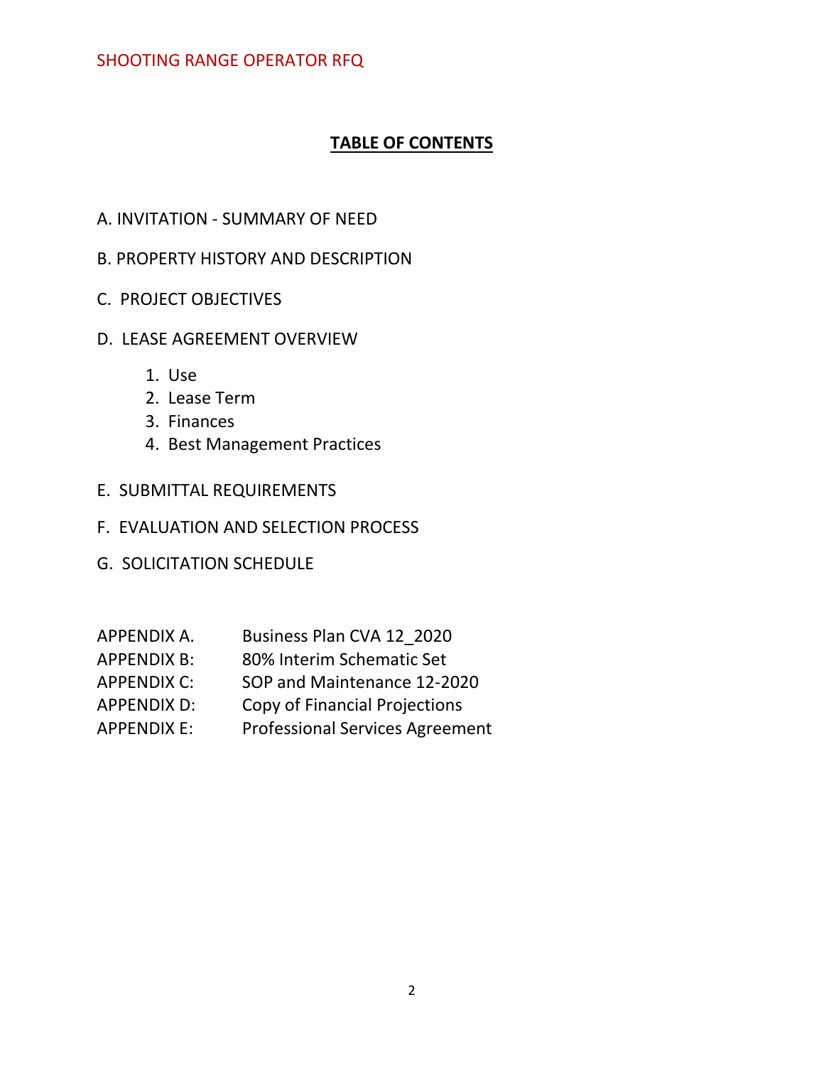## TABLE OF CONTENTS

A. INVITATION - SUMMARY OF NEED

B. PROPERTY HISTORY AND DESCRIPTION

C. PROJECT OBJECTIVES

D. LEASE AGREEMENT OVERVIEW

1. Use
2. Lease Term
3. Finances
4. Best Management Practices

E. SUBMITTAL REQUIREMENTS

F. EVALUATION AND SELECTION PROCESS

G. SOLICITATION SCHEDULE

| | |
|---|---|
| APPENDIX A. | Business Plan CVA 12_2020 |
| APPENDIX B: | 80% Interim Schematic Set |
| APPENDIX C: | SOP and Maintenance 12-2020 |
| APPENDIX D: | Copy of Financial Projections |
| APPENDIX E: | Professional Services Agreement |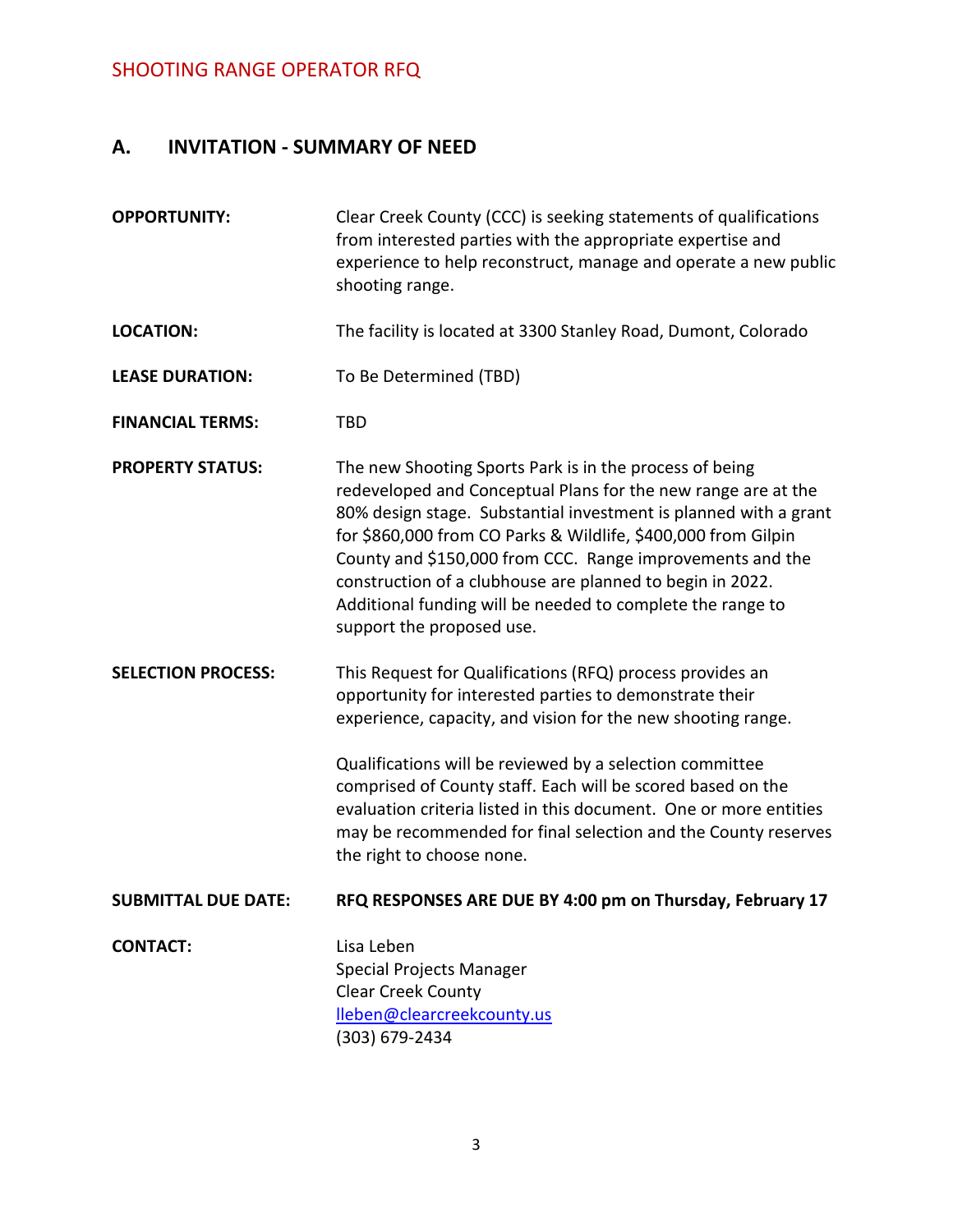## A. INVITATION - SUMMARY OF NEED

**OPPORTUNITY:** Clear Creek County (CCC) is seeking statements of qualifications from interested parties with the appropriate expertise and experience to help reconstruct, manage and operate a new public shooting range.

**LOCATION:** The facility is located at 3300 Stanley Road, Dumont, Colorado

**LEASE DURATION:** To Be Determined (TBD)

**FINANCIAL TERMS:** TBD

**PROPERTY STATUS:** The new Shooting Sports Park is in the process of being redeveloped and Conceptual Plans for the new range are at the 80% design stage. Substantial investment is planned with a grant for $860,000 from CO Parks & Wildlife, $400,000 from Gilpin County and $150,000 from CCC. Range improvements and the construction of a clubhouse are planned to begin in 2022. Additional funding will be needed to complete the range to support the proposed use.

**SELECTION PROCESS:** This Request for Qualifications (RFQ) process provides an opportunity for interested parties to demonstrate their experience, capacity, and vision for the new shooting range.

Qualifications will be reviewed by a selection committee comprised of County staff. Each will be scored based on the evaluation criteria listed in this document. One or more entities may be recommended for final selection and the County reserves the right to choose none.

**SUBMITTAL DUE DATE:** **RFQ RESPONSES ARE DUE BY 4:00 pm on Thursday, February 17**

**CONTACT:**
Lisa Leben
Special Projects Manager
Clear Creek County
lleben@clearcreekcounty.us
(303) 679-2434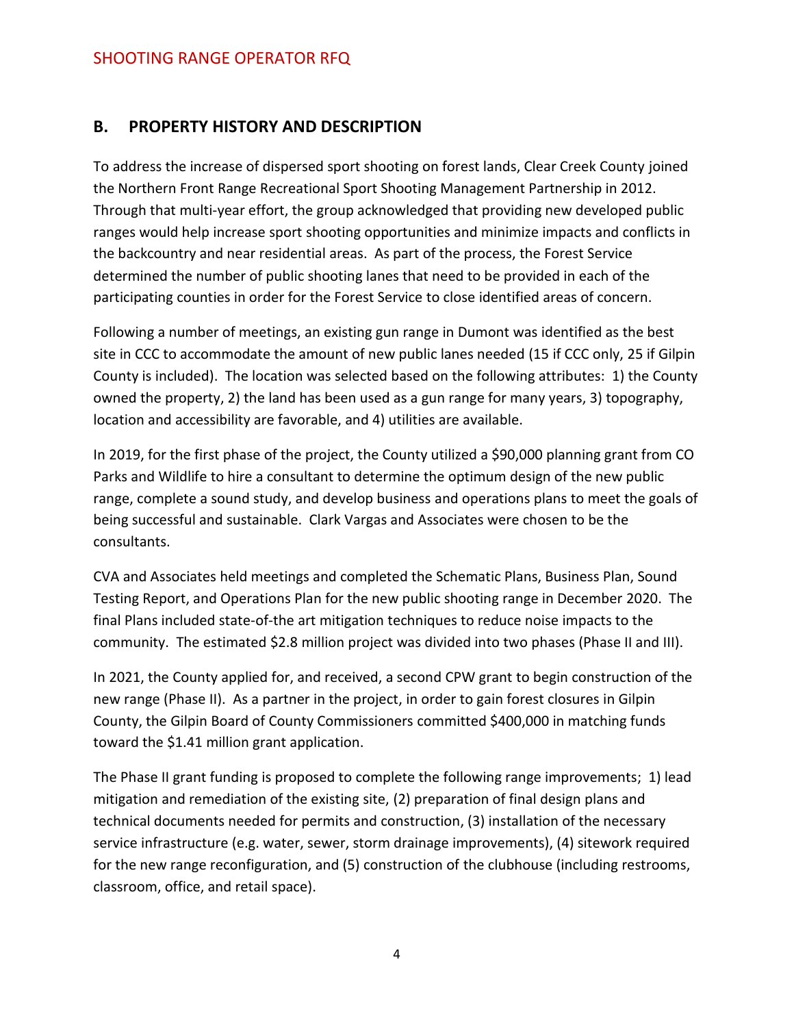## B. PROPERTY HISTORY AND DESCRIPTION

To address the increase of dispersed sport shooting on forest lands, Clear Creek County joined the Northern Front Range Recreational Sport Shooting Management Partnership in 2012. Through that multi-year effort, the group acknowledged that providing new developed public ranges would help increase sport shooting opportunities and minimize impacts and conflicts in the backcountry and near residential areas. As part of the process, the Forest Service determined the number of public shooting lanes that need to be provided in each of the participating counties in order for the Forest Service to close identified areas of concern.

Following a number of meetings, an existing gun range in Dumont was identified as the best site in CCC to accommodate the amount of new public lanes needed (15 if CCC only, 25 if Gilpin County is included). The location was selected based on the following attributes: 1) the County owned the property, 2) the land has been used as a gun range for many years, 3) topography, location and accessibility are favorable, and 4) utilities are available.

In 2019, for the first phase of the project, the County utilized a $90,000 planning grant from CO Parks and Wildlife to hire a consultant to determine the optimum design of the new public range, complete a sound study, and develop business and operations plans to meet the goals of being successful and sustainable. Clark Vargas and Associates were chosen to be the consultants.

CVA and Associates held meetings and completed the Schematic Plans, Business Plan, Sound Testing Report, and Operations Plan for the new public shooting range in December 2020. The final Plans included state-of-the art mitigation techniques to reduce noise impacts to the community. The estimated $2.8 million project was divided into two phases (Phase II and III).

In 2021, the County applied for, and received, a second CPW grant to begin construction of the new range (Phase II). As a partner in the project, in order to gain forest closures in Gilpin County, the Gilpin Board of County Commissioners committed $400,000 in matching funds toward the $1.41 million grant application.

The Phase II grant funding is proposed to complete the following range improvements; 1) lead mitigation and remediation of the existing site, (2) preparation of final design plans and technical documents needed for permits and construction, (3) installation of the necessary service infrastructure (e.g. water, sewer, storm drainage improvements), (4) sitework required for the new range reconfiguration, and (5) construction of the clubhouse (including restrooms, classroom, office, and retail space).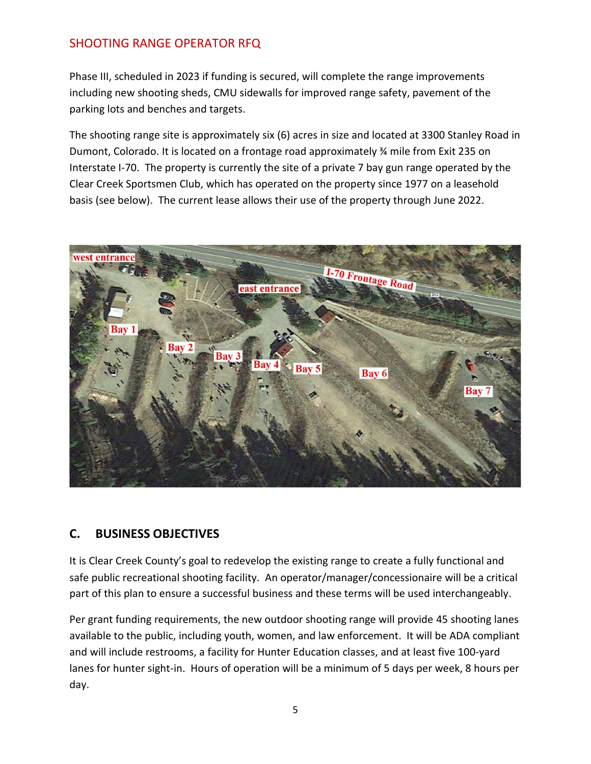Phase III, scheduled in 2023 if funding is secured, will complete the range improvements including new shooting sheds, CMU sidewalls for improved range safety, pavement of the parking lots and benches and targets.

The shooting range site is approximately six (6) acres in size and located at 3300 Stanley Road in Dumont, Colorado. It is located on a frontage road approximately ¾ mile from Exit 235 on Interstate I-70. The property is currently the site of a private 7 bay gun range operated by the Clear Creek Sportsmen Club, which has operated on the property since 1977 on a leasehold basis (see below). The current lease allows their use of the property through June 2022.

## C. BUSINESS OBJECTIVES

It is Clear Creek County's goal to redevelop the existing range to create a fully functional and safe public recreational shooting facility. An operator/manager/concessionaire will be a critical part of this plan to ensure a successful business and these terms will be used interchangeably.

Per grant funding requirements, the new outdoor shooting range will provide 45 shooting lanes available to the public, including youth, women, and law enforcement. It will be ADA compliant and will include restrooms, a facility for Hunter Education classes, and at least five 100-yard lanes for hunter sight-in. Hours of operation will be a minimum of 5 days per week, 8 hours per day.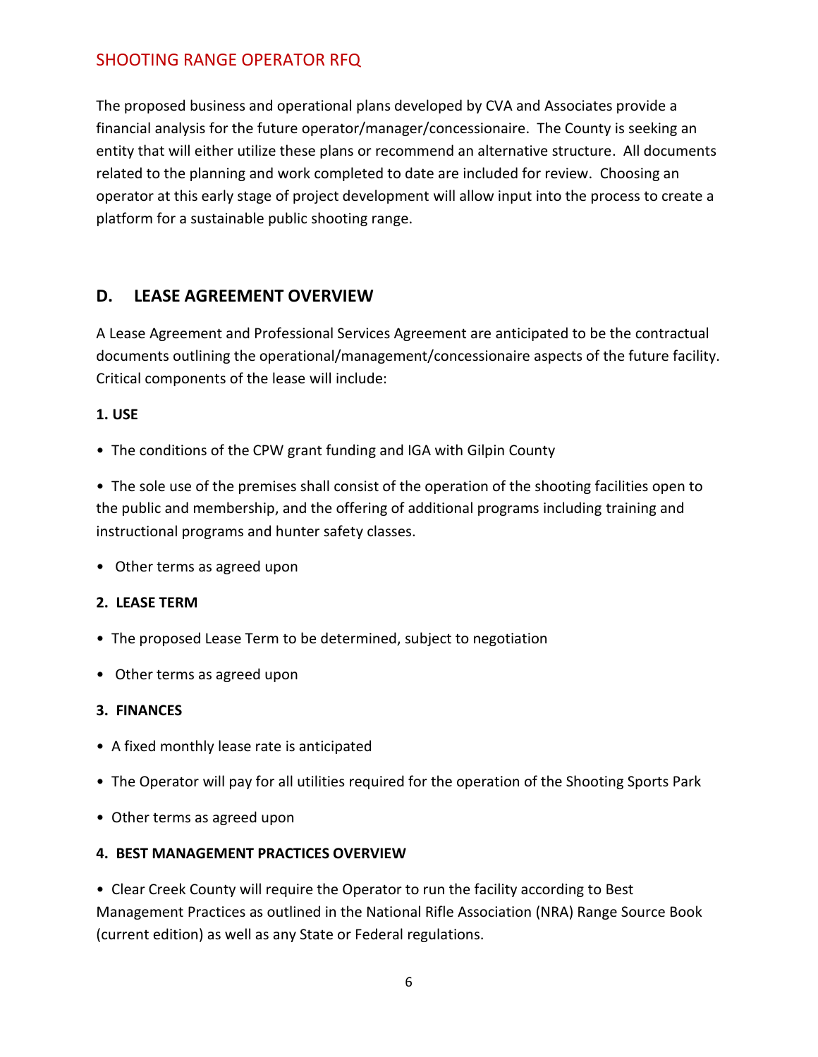The proposed business and operational plans developed by CVA and Associates provide a financial analysis for the future operator/manager/concessionaire. The County is seeking an entity that will either utilize these plans or recommend an alternative structure. All documents related to the planning and work completed to date are included for review. Choosing an operator at this early stage of project development will allow input into the process to create a platform for a sustainable public shooting range.

## D. LEASE AGREEMENT OVERVIEW

A Lease Agreement and Professional Services Agreement are anticipated to be the contractual documents outlining the operational/management/concessionaire aspects of the future facility. Critical components of the lease will include:

**1. USE**

- The conditions of the CPW grant funding and IGA with Gilpin County
- The sole use of the premises shall consist of the operation of the shooting facilities open to the public and membership, and the offering of additional programs including training and instructional programs and hunter safety classes.
- Other terms as agreed upon

**2. LEASE TERM**

- The proposed Lease Term to be determined, subject to negotiation
- Other terms as agreed upon

**3. FINANCES**

- A fixed monthly lease rate is anticipated
- The Operator will pay for all utilities required for the operation of the Shooting Sports Park
- Other terms as agreed upon

**4. BEST MANAGEMENT PRACTICES OVERVIEW**

- Clear Creek County will require the Operator to run the facility according to Best Management Practices as outlined in the National Rifle Association (NRA) Range Source Book (current edition) as well as any State or Federal regulations.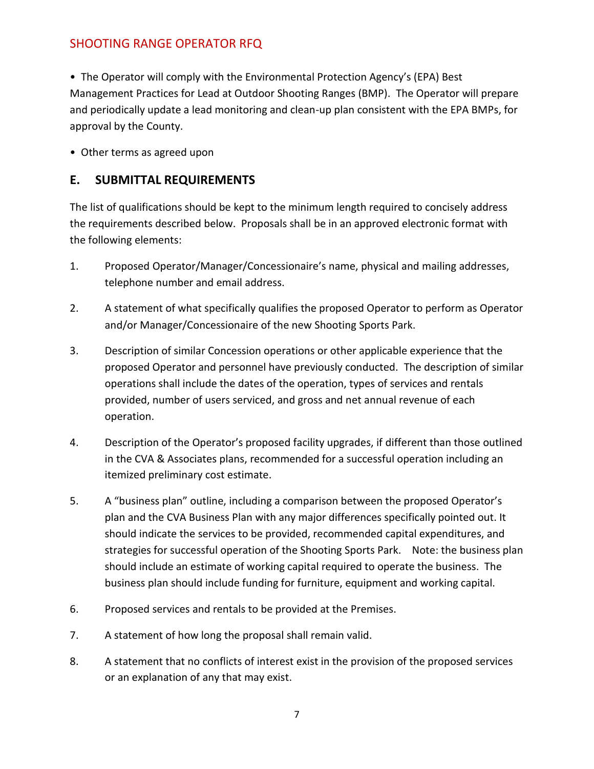• The Operator will comply with the Environmental Protection Agency's (EPA) Best Management Practices for Lead at Outdoor Shooting Ranges (BMP). The Operator will prepare and periodically update a lead monitoring and clean-up plan consistent with the EPA BMPs, for approval by the County.

• Other terms as agreed upon

## E. SUBMITTAL REQUIREMENTS

The list of qualifications should be kept to the minimum length required to concisely address the requirements described below. Proposals shall be in an approved electronic format with the following elements:

1. Proposed Operator/Manager/Concessionaire's name, physical and mailing addresses, telephone number and email address.

2. A statement of what specifically qualifies the proposed Operator to perform as Operator and/or Manager/Concessionaire of the new Shooting Sports Park.

3. Description of similar Concession operations or other applicable experience that the proposed Operator and personnel have previously conducted. The description of similar operations shall include the dates of the operation, types of services and rentals provided, number of users serviced, and gross and net annual revenue of each operation.

4. Description of the Operator's proposed facility upgrades, if different than those outlined in the CVA & Associates plans, recommended for a successful operation including an itemized preliminary cost estimate.

5. A "business plan" outline, including a comparison between the proposed Operator's plan and the CVA Business Plan with any major differences specifically pointed out. It should indicate the services to be provided, recommended capital expenditures, and strategies for successful operation of the Shooting Sports Park. Note: the business plan should include an estimate of working capital required to operate the business. The business plan should include funding for furniture, equipment and working capital.

6. Proposed services and rentals to be provided at the Premises.

7. A statement of how long the proposal shall remain valid.

8. A statement that no conflicts of interest exist in the provision of the proposed services or an explanation of any that may exist.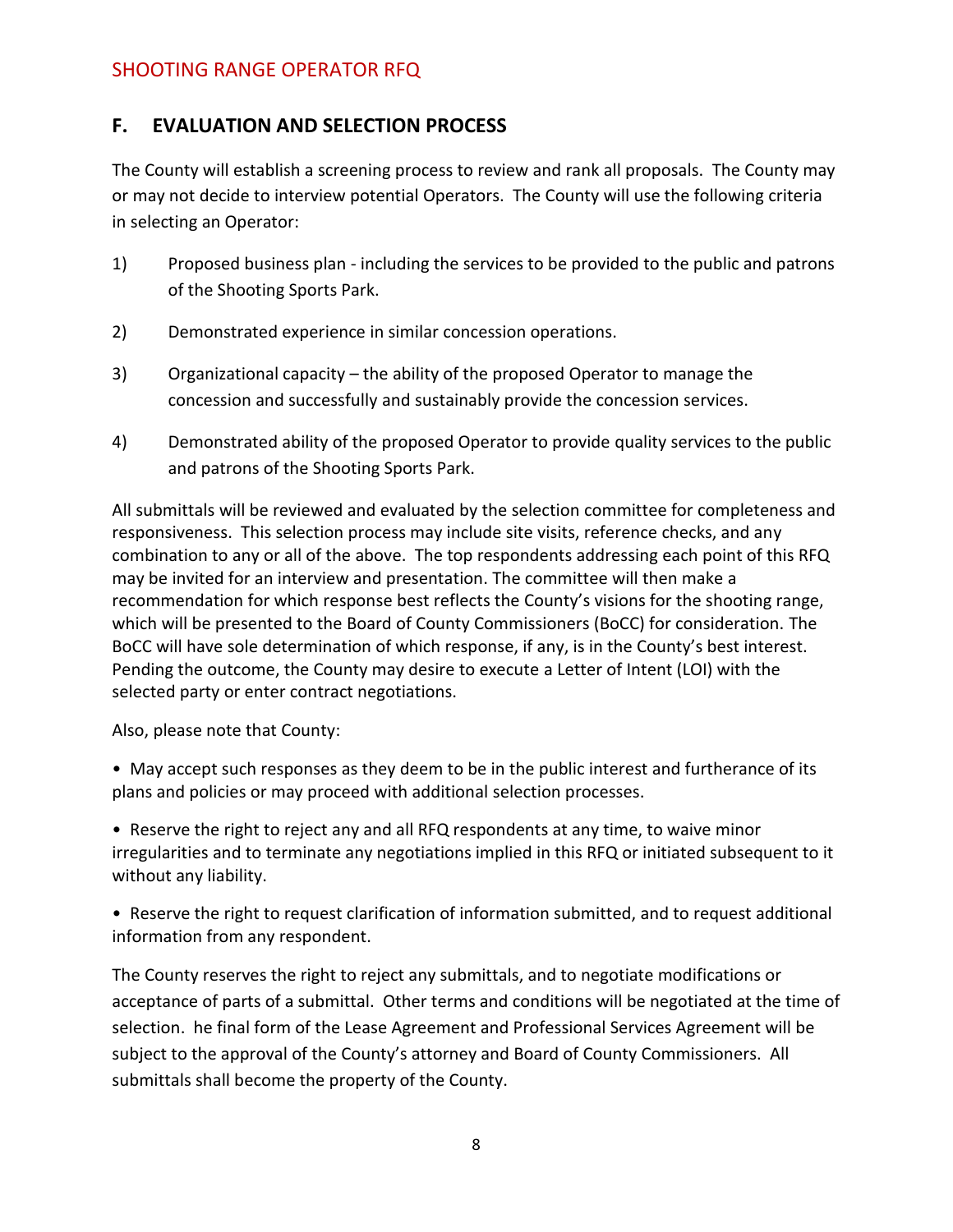## F. EVALUATION AND SELECTION PROCESS

The County will establish a screening process to review and rank all proposals. The County may or may not decide to interview potential Operators. The County will use the following criteria in selecting an Operator:

1) Proposed business plan - including the services to be provided to the public and patrons of the Shooting Sports Park.

2) Demonstrated experience in similar concession operations.

3) Organizational capacity – the ability of the proposed Operator to manage the concession and successfully and sustainably provide the concession services.

4) Demonstrated ability of the proposed Operator to provide quality services to the public and patrons of the Shooting Sports Park.

All submittals will be reviewed and evaluated by the selection committee for completeness and responsiveness. This selection process may include site visits, reference checks, and any combination to any or all of the above. The top respondents addressing each point of this RFQ may be invited for an interview and presentation. The committee will then make a recommendation for which response best reflects the County's visions for the shooting range, which will be presented to the Board of County Commissioners (BoCC) for consideration. The BoCC will have sole determination of which response, if any, is in the County's best interest. Pending the outcome, the County may desire to execute a Letter of Intent (LOI) with the selected party or enter contract negotiations.

Also, please note that County:

- May accept such responses as they deem to be in the public interest and furtherance of its plans and policies or may proceed with additional selection processes.

- Reserve the right to reject any and all RFQ respondents at any time, to waive minor irregularities and to terminate any negotiations implied in this RFQ or initiated subsequent to it without any liability.

- Reserve the right to request clarification of information submitted, and to request additional information from any respondent.

The County reserves the right to reject any submittals, and to negotiate modifications or acceptance of parts of a submittal. Other terms and conditions will be negotiated at the time of selection. he final form of the Lease Agreement and Professional Services Agreement will be subject to the approval of the County's attorney and Board of County Commissioners. All submittals shall become the property of the County.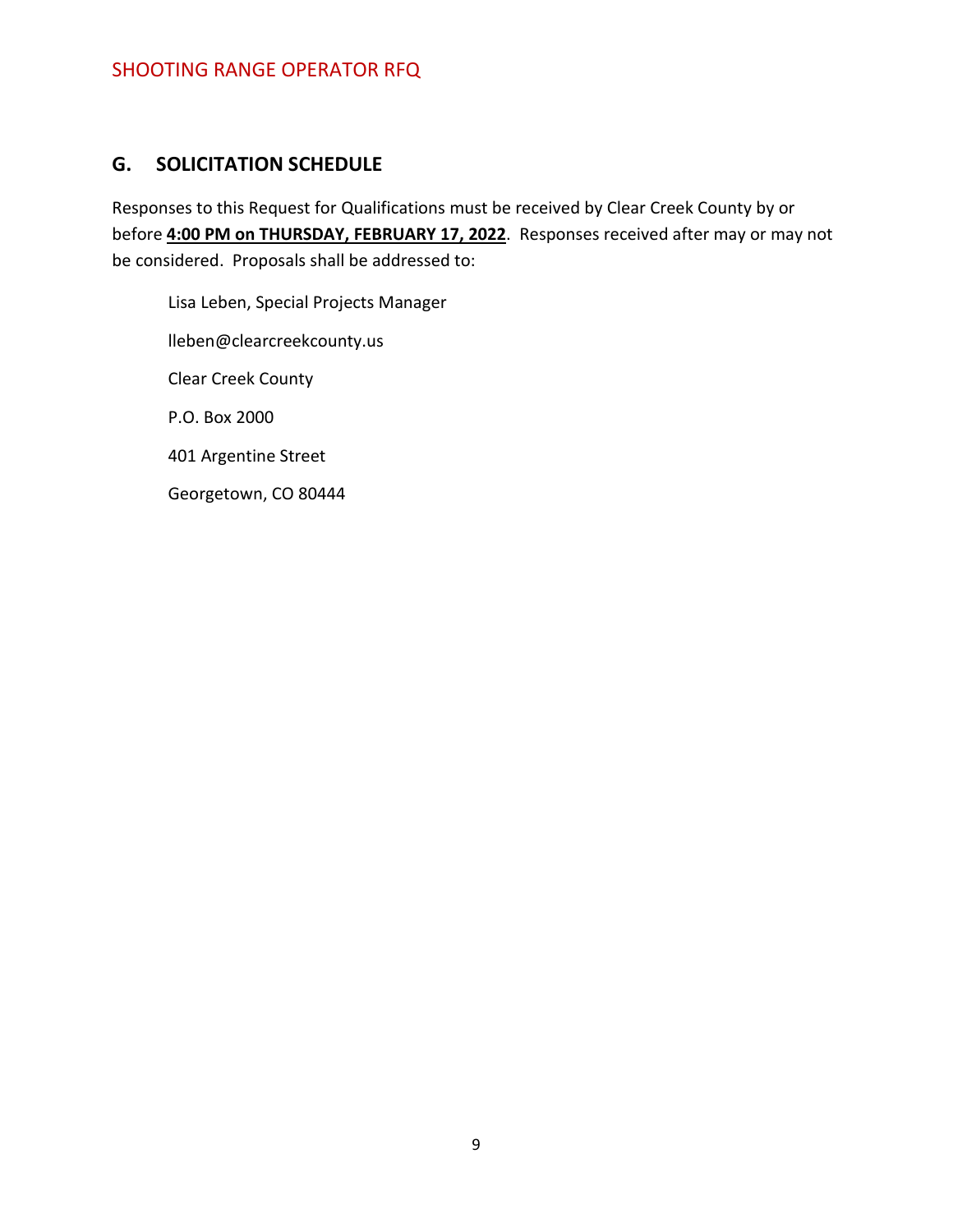## G. SOLICITATION SCHEDULE

Responses to this Request for Qualifications must be received by Clear Creek County by or before **4:00 PM on THURSDAY, FEBRUARY 17, 2022**. Responses received after may or may not be considered. Proposals shall be addressed to:

Lisa Leben, Special Projects Manager

lleben@clearcreekcounty.us

Clear Creek County

P.O. Box 2000

401 Argentine Street

Georgetown, CO 80444